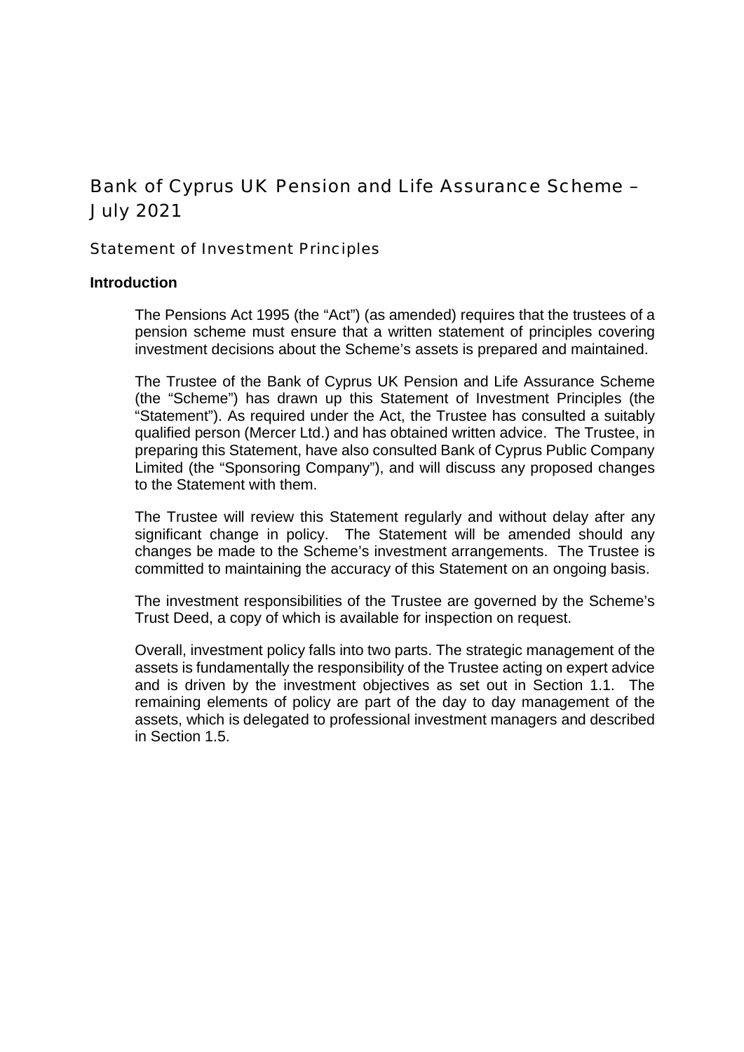# Bank of Cyprus UK Pension and Life Assurance Scheme – July 2021

## Statement of Investment Principles

### Introduction

The Pensions Act 1995 (the "Act") (as amended) requires that the trustees of a pension scheme must ensure that a written statement of principles covering investment decisions about the Scheme's assets is prepared and maintained.

The Trustee of the Bank of Cyprus UK Pension and Life Assurance Scheme (the "Scheme") has drawn up this Statement of Investment Principles (the "Statement"). As required under the Act, the Trustee has consulted a suitably qualified person (Mercer Ltd.) and has obtained written advice. The Trustee, in preparing this Statement, have also consulted Bank of Cyprus Public Company Limited (the "Sponsoring Company"), and will discuss any proposed changes to the Statement with them.

The Trustee will review this Statement regularly and without delay after any significant change in policy. The Statement will be amended should any changes be made to the Scheme's investment arrangements. The Trustee is committed to maintaining the accuracy of this Statement on an ongoing basis.

The investment responsibilities of the Trustee are governed by the Scheme's Trust Deed, a copy of which is available for inspection on request.

Overall, investment policy falls into two parts. The strategic management of the assets is fundamentally the responsibility of the Trustee acting on expert advice and is driven by the investment objectives as set out in Section 1.1. The remaining elements of policy are part of the day to day management of the assets, which is delegated to professional investment managers and described in Section 1.5.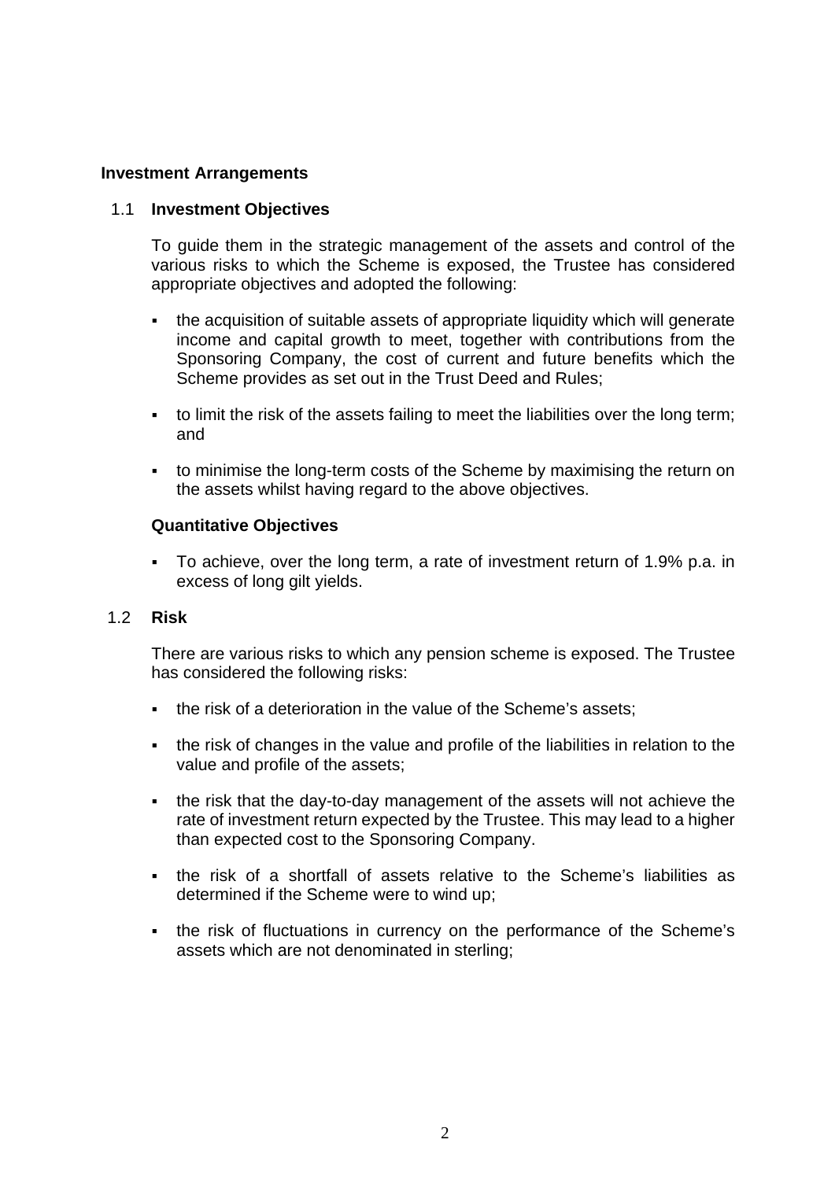## Investment Arrangements

### 1.1 Investment Objectives

To guide them in the strategic management of the assets and control of the various risks to which the Scheme is exposed, the Trustee has considered appropriate objectives and adopted the following:

- the acquisition of suitable assets of appropriate liquidity which will generate income and capital growth to meet, together with contributions from the Sponsoring Company, the cost of current and future benefits which the Scheme provides as set out in the Trust Deed and Rules;
- to limit the risk of the assets failing to meet the liabilities over the long term; and
- to minimise the long-term costs of the Scheme by maximising the return on the assets whilst having regard to the above objectives.

**Quantitative Objectives**

- To achieve, over the long term, a rate of investment return of 1.9% p.a. in excess of long gilt yields.

### 1.2 Risk

There are various risks to which any pension scheme is exposed. The Trustee has considered the following risks:

- the risk of a deterioration in the value of the Scheme's assets;
- the risk of changes in the value and profile of the liabilities in relation to the value and profile of the assets;
- the risk that the day-to-day management of the assets will not achieve the rate of investment return expected by the Trustee. This may lead to a higher than expected cost to the Sponsoring Company.
- the risk of a shortfall of assets relative to the Scheme's liabilities as determined if the Scheme were to wind up;
- the risk of fluctuations in currency on the performance of the Scheme's assets which are not denominated in sterling;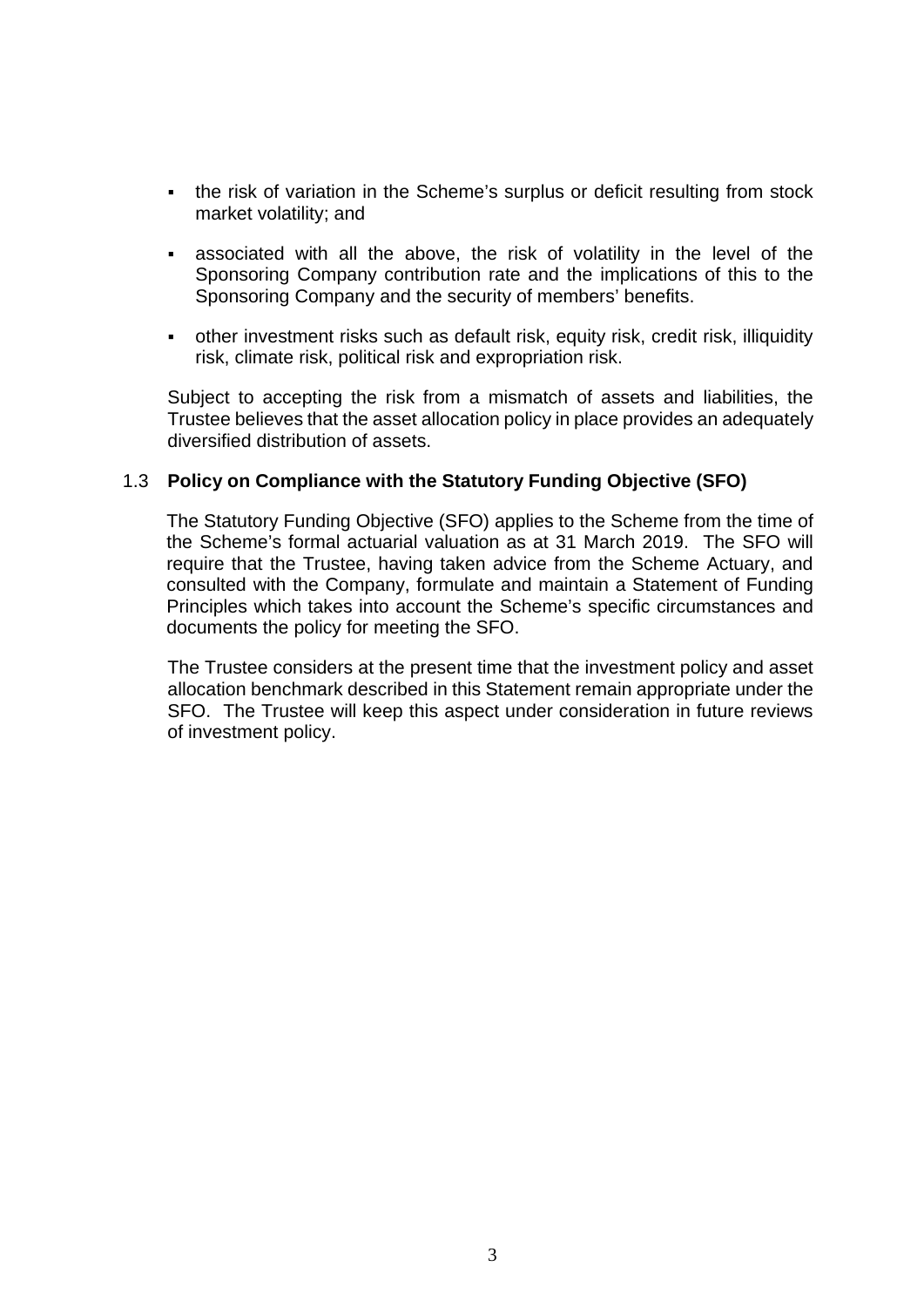- the risk of variation in the Scheme's surplus or deficit resulting from stock market volatility; and
- associated with all the above, the risk of volatility in the level of the Sponsoring Company contribution rate and the implications of this to the Sponsoring Company and the security of members' benefits.
- other investment risks such as default risk, equity risk, credit risk, illiquidity risk, climate risk, political risk and expropriation risk.

Subject to accepting the risk from a mismatch of assets and liabilities, the Trustee believes that the asset allocation policy in place provides an adequately diversified distribution of assets.

### 1.3 Policy on Compliance with the Statutory Funding Objective (SFO)

The Statutory Funding Objective (SFO) applies to the Scheme from the time of the Scheme's formal actuarial valuation as at 31 March 2019. The SFO will require that the Trustee, having taken advice from the Scheme Actuary, and consulted with the Company, formulate and maintain a Statement of Funding Principles which takes into account the Scheme's specific circumstances and documents the policy for meeting the SFO.

The Trustee considers at the present time that the investment policy and asset allocation benchmark described in this Statement remain appropriate under the SFO. The Trustee will keep this aspect under consideration in future reviews of investment policy.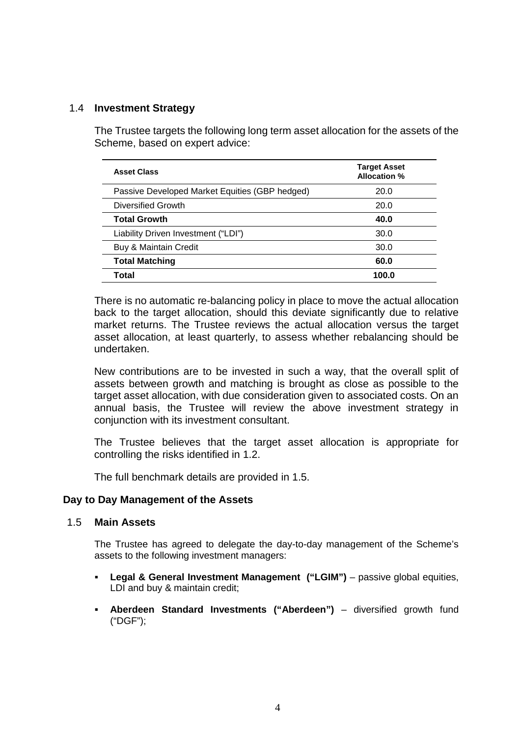### 1.4 **Investment Strategy**

The Trustee targets the following long term asset allocation for the assets of the Scheme, based on expert advice:

| **Asset Class** | **Target Asset Allocation %** |
|---|---|
| Passive Developed Market Equities (GBP hedged) | 20.0 |
| Diversified Growth | 20.0 |
| **Total Growth** | **40.0** |
| Liability Driven Investment ("LDI") | 30.0 |
| Buy & Maintain Credit | 30.0 |
| **Total Matching** | **60.0** |
| **Total** | **100.0** |

There is no automatic re-balancing policy in place to move the actual allocation back to the target allocation, should this deviate significantly due to relative market returns. The Trustee reviews the actual allocation versus the target asset allocation, at least quarterly, to assess whether rebalancing should be undertaken.

New contributions are to be invested in such a way, that the overall split of assets between growth and matching is brought as close as possible to the target asset allocation, with due consideration given to associated costs. On an annual basis, the Trustee will review the above investment strategy in conjunction with its investment consultant.

The Trustee believes that the target asset allocation is appropriate for controlling the risks identified in 1.2.

The full benchmark details are provided in 1.5.

## **Day to Day Management of the Assets**

### 1.5 **Main Assets**

The Trustee has agreed to delegate the day-to-day management of the Scheme's assets to the following investment managers:

- **Legal & General Investment Management ("LGIM")** – passive global equities, LDI and buy & maintain credit;
- **Aberdeen Standard Investments ("Aberdeen")** – diversified growth fund ("DGF");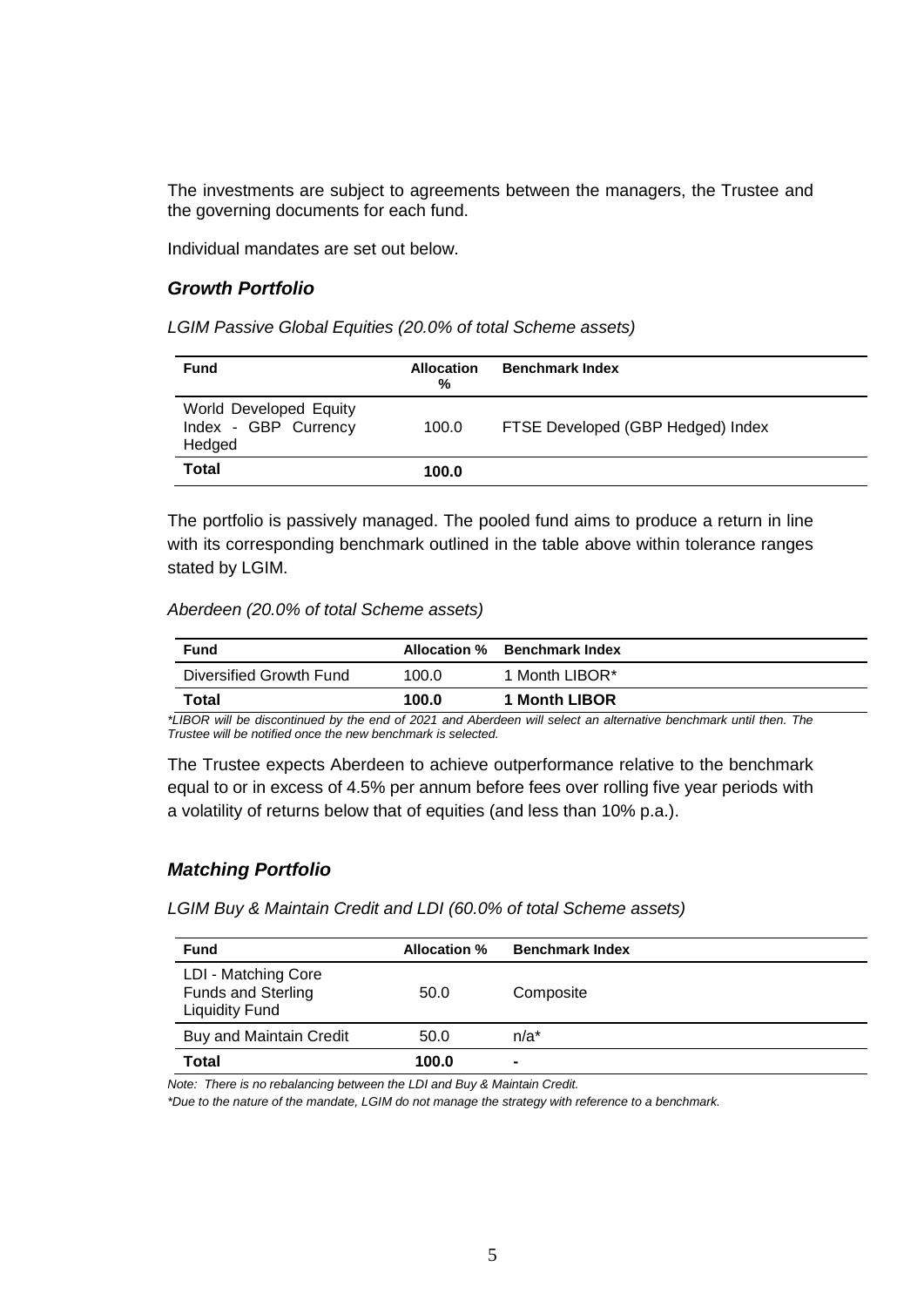The investments are subject to agreements between the managers, the Trustee and the governing documents for each fund.

Individual mandates are set out below.

### *Growth Portfolio*

*LGIM Passive Global Equities (20.0% of total Scheme assets)*

| Fund | Allocation % | Benchmark Index |
|---|---|---|
| World Developed Equity Index - GBP Currency Hedged | 100.0 | FTSE Developed (GBP Hedged) Index |
| **Total** | **100.0** | |

The portfolio is passively managed. The pooled fund aims to produce a return in line with its corresponding benchmark outlined in the table above within tolerance ranges stated by LGIM.

*Aberdeen (20.0% of total Scheme assets)*

| Fund | Allocation % | Benchmark Index |
|---|---|---|
| Diversified Growth Fund | 100.0 | 1 Month LIBOR* |
| **Total** | **100.0** | **1 Month LIBOR** |

*\*LIBOR will be discontinued by the end of 2021 and Aberdeen will select an alternative benchmark until then. The Trustee will be notified once the new benchmark is selected.*

The Trustee expects Aberdeen to achieve outperformance relative to the benchmark equal to or in excess of 4.5% per annum before fees over rolling five year periods with a volatility of returns below that of equities (and less than 10% p.a.).

### *Matching Portfolio*

*LGIM Buy & Maintain Credit and LDI (60.0% of total Scheme assets)*

| Fund | Allocation % | Benchmark Index |
|---|---|---|
| LDI - Matching Core Funds and Sterling Liquidity Fund | 50.0 | Composite |
| Buy and Maintain Credit | 50.0 | n/a* |
| **Total** | **100.0** | **-** |

*Note: There is no rebalancing between the LDI and Buy & Maintain Credit.*

*\*Due to the nature of the mandate, LGIM do not manage the strategy with reference to a benchmark.*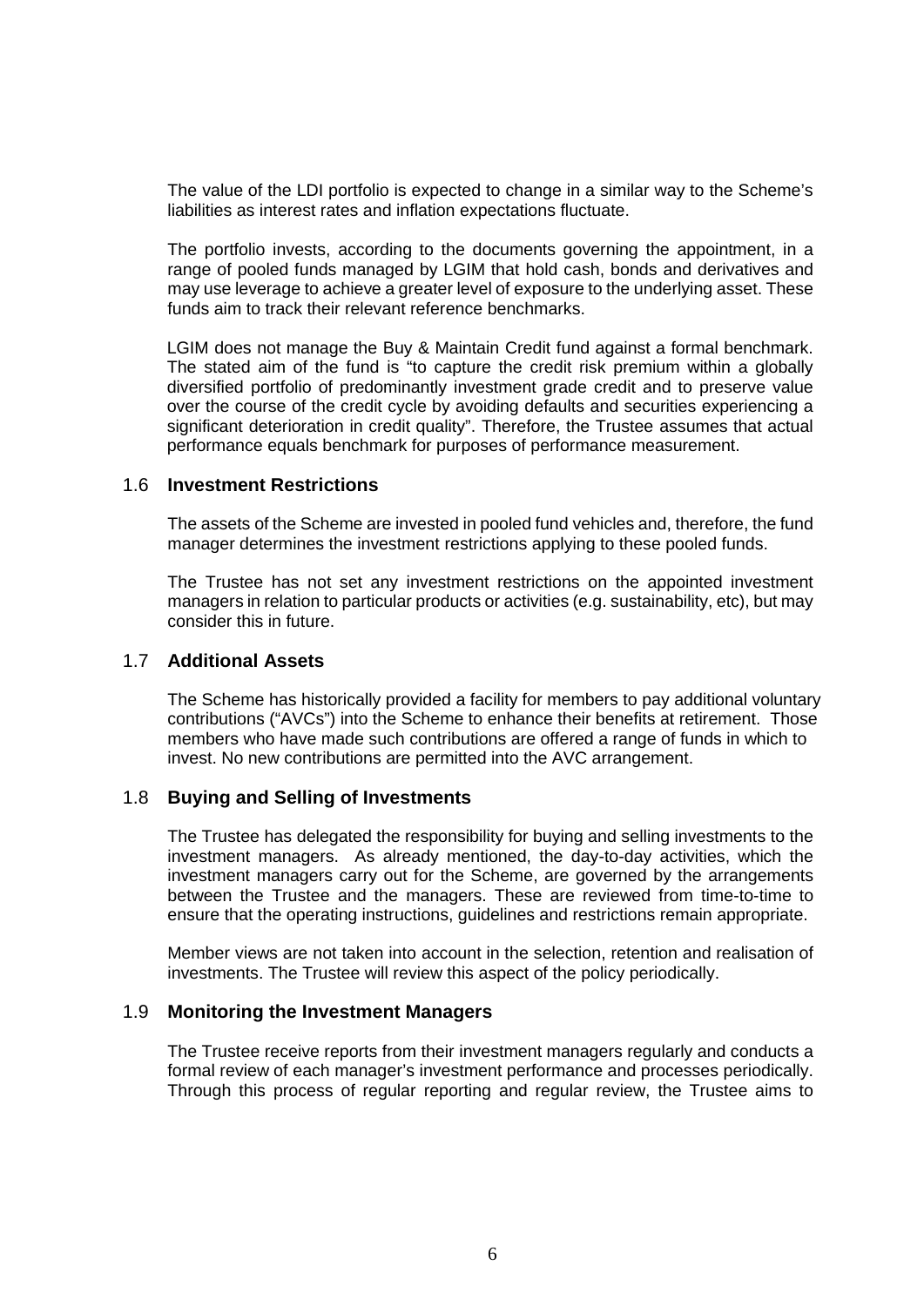The value of the LDI portfolio is expected to change in a similar way to the Scheme's liabilities as interest rates and inflation expectations fluctuate.

The portfolio invests, according to the documents governing the appointment, in a range of pooled funds managed by LGIM that hold cash, bonds and derivatives and may use leverage to achieve a greater level of exposure to the underlying asset. These funds aim to track their relevant reference benchmarks.

LGIM does not manage the Buy & Maintain Credit fund against a formal benchmark. The stated aim of the fund is "to capture the credit risk premium within a globally diversified portfolio of predominantly investment grade credit and to preserve value over the course of the credit cycle by avoiding defaults and securities experiencing a significant deterioration in credit quality". Therefore, the Trustee assumes that actual performance equals benchmark for purposes of performance measurement.

## 1.6 Investment Restrictions

The assets of the Scheme are invested in pooled fund vehicles and, therefore, the fund manager determines the investment restrictions applying to these pooled funds.

The Trustee has not set any investment restrictions on the appointed investment managers in relation to particular products or activities (e.g. sustainability, etc), but may consider this in future.

## 1.7 Additional Assets

The Scheme has historically provided a facility for members to pay additional voluntary contributions ("AVCs") into the Scheme to enhance their benefits at retirement. Those members who have made such contributions are offered a range of funds in which to invest. No new contributions are permitted into the AVC arrangement.

## 1.8 Buying and Selling of Investments

The Trustee has delegated the responsibility for buying and selling investments to the investment managers. As already mentioned, the day-to-day activities, which the investment managers carry out for the Scheme, are governed by the arrangements between the Trustee and the managers. These are reviewed from time-to-time to ensure that the operating instructions, guidelines and restrictions remain appropriate.

Member views are not taken into account in the selection, retention and realisation of investments. The Trustee will review this aspect of the policy periodically.

## 1.9 Monitoring the Investment Managers

The Trustee receive reports from their investment managers regularly and conducts a formal review of each manager's investment performance and processes periodically. Through this process of regular reporting and regular review, the Trustee aims to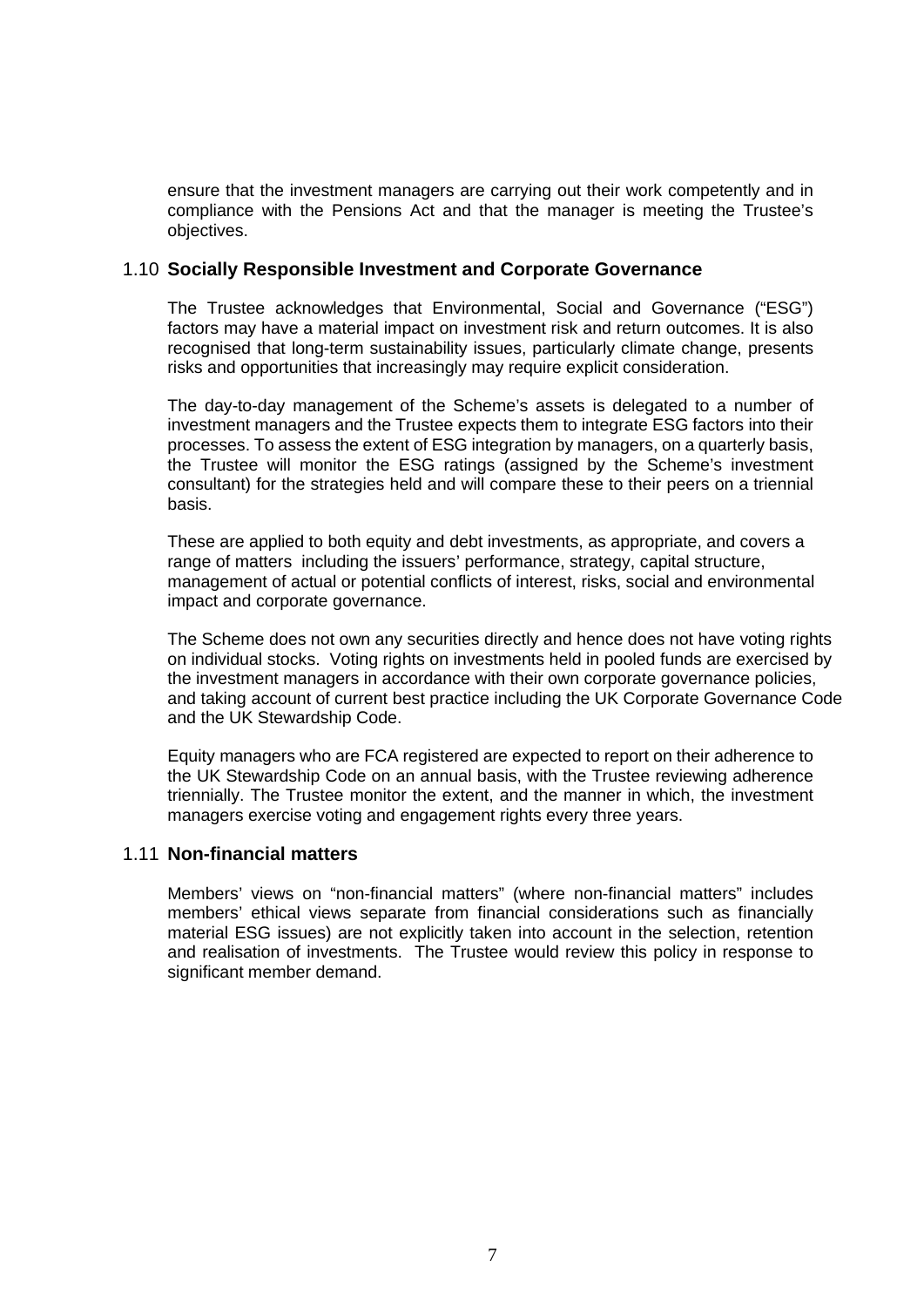ensure that the investment managers are carrying out their work competently and in compliance with the Pensions Act and that the manager is meeting the Trustee's objectives.

## 1.10 **Socially Responsible Investment and Corporate Governance**

The Trustee acknowledges that Environmental, Social and Governance ("ESG") factors may have a material impact on investment risk and return outcomes. It is also recognised that long-term sustainability issues, particularly climate change, presents risks and opportunities that increasingly may require explicit consideration.

The day-to-day management of the Scheme's assets is delegated to a number of investment managers and the Trustee expects them to integrate ESG factors into their processes. To assess the extent of ESG integration by managers, on a quarterly basis, the Trustee will monitor the ESG ratings (assigned by the Scheme's investment consultant) for the strategies held and will compare these to their peers on a triennial basis.

These are applied to both equity and debt investments, as appropriate, and covers a range of matters including the issuers' performance, strategy, capital structure, management of actual or potential conflicts of interest, risks, social and environmental impact and corporate governance.

The Scheme does not own any securities directly and hence does not have voting rights on individual stocks. Voting rights on investments held in pooled funds are exercised by the investment managers in accordance with their own corporate governance policies, and taking account of current best practice including the UK Corporate Governance Code and the UK Stewardship Code.

Equity managers who are FCA registered are expected to report on their adherence to the UK Stewardship Code on an annual basis, with the Trustee reviewing adherence triennially. The Trustee monitor the extent, and the manner in which, the investment managers exercise voting and engagement rights every three years.

## 1.11 **Non-financial matters**

Members' views on "non-financial matters" (where non-financial matters" includes members' ethical views separate from financial considerations such as financially material ESG issues) are not explicitly taken into account in the selection, retention and realisation of investments. The Trustee would review this policy in response to significant member demand.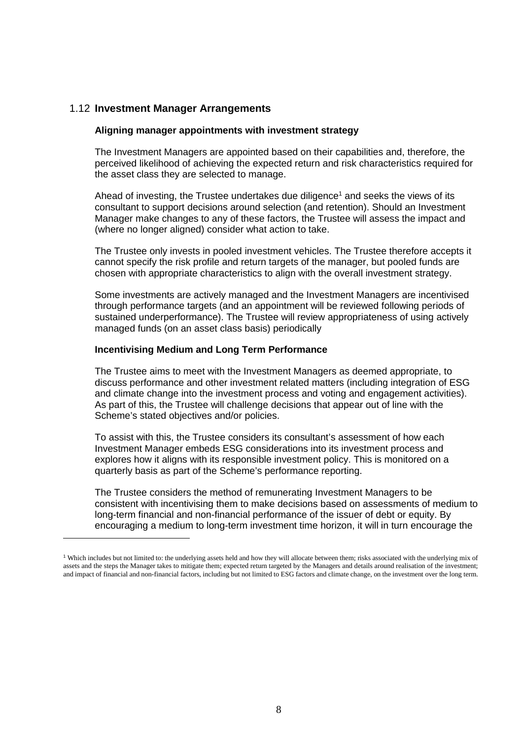## 1.12 **Investment Manager Arrangements**

### Aligning manager appointments with investment strategy

The Investment Managers are appointed based on their capabilities and, therefore, the perceived likelihood of achieving the expected return and risk characteristics required for the asset class they are selected to manage.

Ahead of investing, the Trustee undertakes due diligence[1] and seeks the views of its consultant to support decisions around selection (and retention). Should an Investment Manager make changes to any of these factors, the Trustee will assess the impact and (where no longer aligned) consider what action to take.

The Trustee only invests in pooled investment vehicles. The Trustee therefore accepts it cannot specify the risk profile and return targets of the manager, but pooled funds are chosen with appropriate characteristics to align with the overall investment strategy.

Some investments are actively managed and the Investment Managers are incentivised through performance targets (and an appointment will be reviewed following periods of sustained underperformance). The Trustee will review appropriateness of using actively managed funds (on an asset class basis) periodically

### Incentivising Medium and Long Term Performance

The Trustee aims to meet with the Investment Managers as deemed appropriate, to discuss performance and other investment related matters (including integration of ESG and climate change into the investment process and voting and engagement activities). As part of this, the Trustee will challenge decisions that appear out of line with the Scheme's stated objectives and/or policies.

To assist with this, the Trustee considers its consultant's assessment of how each Investment Manager embeds ESG considerations into its investment process and explores how it aligns with its responsible investment policy. This is monitored on a quarterly basis as part of the Scheme's performance reporting.

The Trustee considers the method of remunerating Investment Managers to be consistent with incentivising them to make decisions based on assessments of medium to long-term financial and non-financial performance of the issuer of debt or equity. By encouraging a medium to long-term investment time horizon, it will in turn encourage the

---

[1] Which includes but not limited to: the underlying assets held and how they will allocate between them; risks associated with the underlying mix of assets and the steps the Manager takes to mitigate them; expected return targeted by the Managers and details around realisation of the investment; and impact of financial and non-financial factors, including but not limited to ESG factors and climate change, on the investment over the long term.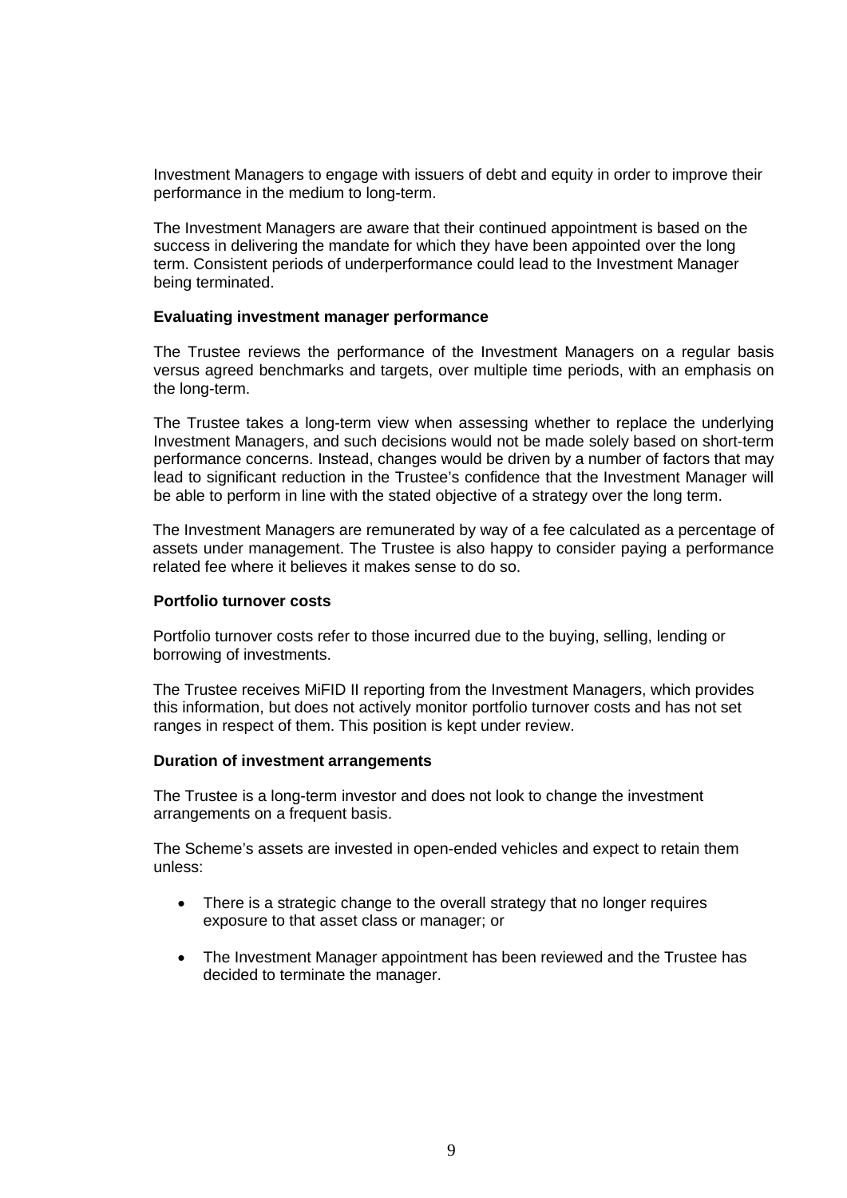Investment Managers to engage with issuers of debt and equity in order to improve their performance in the medium to long-term.

The Investment Managers are aware that their continued appointment is based on the success in delivering the mandate for which they have been appointed over the long term. Consistent periods of underperformance could lead to the Investment Manager being terminated.

**Evaluating investment manager performance**

The Trustee reviews the performance of the Investment Managers on a regular basis versus agreed benchmarks and targets, over multiple time periods, with an emphasis on the long-term.

The Trustee takes a long-term view when assessing whether to replace the underlying Investment Managers, and such decisions would not be made solely based on short-term performance concerns. Instead, changes would be driven by a number of factors that may lead to significant reduction in the Trustee's confidence that the Investment Manager will be able to perform in line with the stated objective of a strategy over the long term.

The Investment Managers are remunerated by way of a fee calculated as a percentage of assets under management. The Trustee is also happy to consider paying a performance related fee where it believes it makes sense to do so.

**Portfolio turnover costs**

Portfolio turnover costs refer to those incurred due to the buying, selling, lending or borrowing of investments.

The Trustee receives MiFID II reporting from the Investment Managers, which provides this information, but does not actively monitor portfolio turnover costs and has not set ranges in respect of them. This position is kept under review.

**Duration of investment arrangements**

The Trustee is a long-term investor and does not look to change the investment arrangements on a frequent basis.

The Scheme's assets are invested in open-ended vehicles and expect to retain them unless:

- There is a strategic change to the overall strategy that no longer requires exposure to that asset class or manager; or
- The Investment Manager appointment has been reviewed and the Trustee has decided to terminate the manager.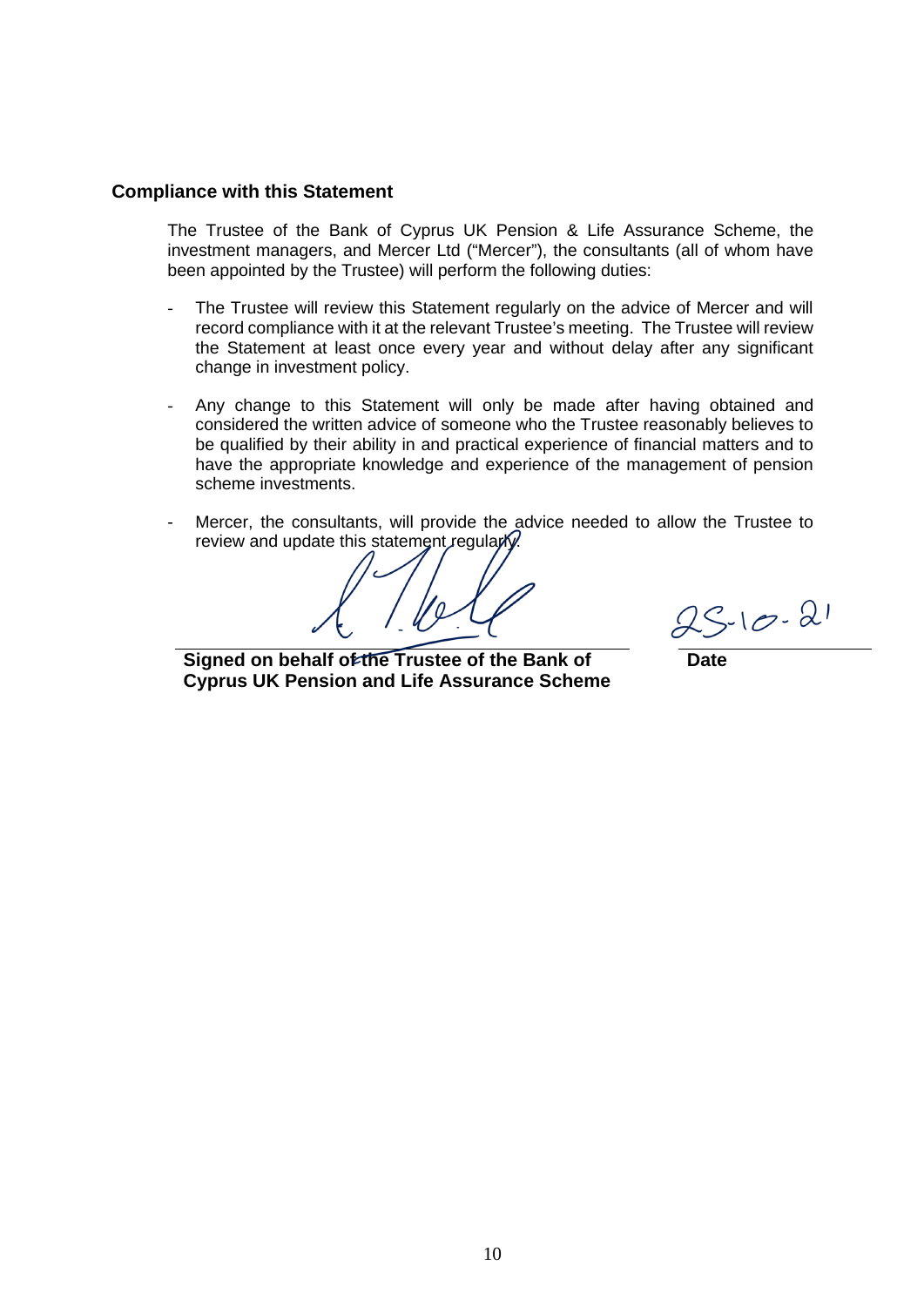## Compliance with this Statement

The Trustee of the Bank of Cyprus UK Pension & Life Assurance Scheme, the investment managers, and Mercer Ltd ("Mercer"), the consultants (all of whom have been appointed by the Trustee) will perform the following duties:

- The Trustee will review this Statement regularly on the advice of Mercer and will record compliance with it at the relevant Trustee's meeting. The Trustee will review the Statement at least once every year and without delay after any significant change in investment policy.
- Any change to this Statement will only be made after having obtained and considered the written advice of someone who the Trustee reasonably believes to be qualified by their ability in and practical experience of financial matters and to have the appropriate knowledge and experience of the management of pension scheme investments.
- Mercer, the consultants, will provide the advice needed to allow the Trustee to review and update this statement regularly.

25-10-21

**Signed on behalf of the Trustee of the Bank of Cyprus UK Pension and Life Assurance Scheme**

**Date**